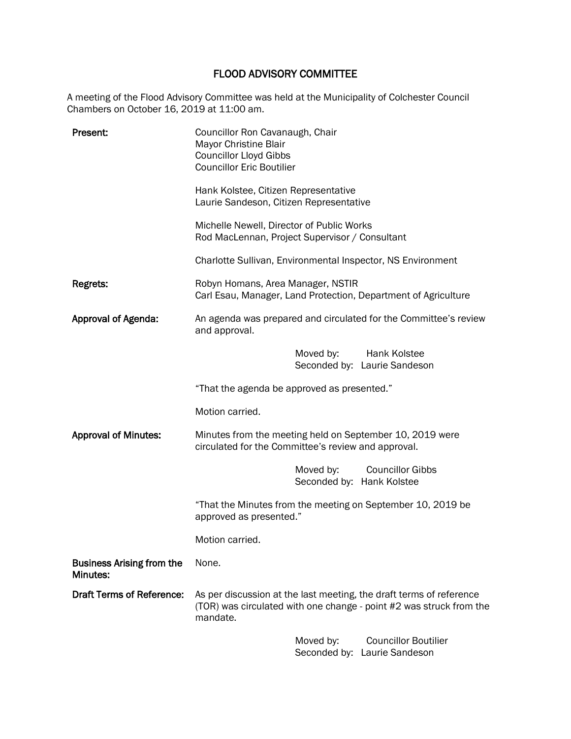# FLOOD ADVISORY COMMITTEE

A meeting of the Flood Advisory Committee was held at the Municipality of Colchester Council Chambers on October 16, 2019 at 11:00 am.

**Present:**

Councillor Ron Cavanaugh, Chair
Mayor Christine Blair
Councillor Lloyd Gibbs
Councillor Eric Boutilier

Hank Kolstee, Citizen Representative
Laurie Sandeson, Citizen Representative

Michelle Newell, Director of Public Works
Rod MacLennan, Project Supervisor / Consultant

Charlotte Sullivan, Environmental Inspector, NS Environment

**Regrets:**

Robyn Homans, Area Manager, NSTIR
Carl Esau, Manager, Land Protection, Department of Agriculture

**Approval of Agenda:**

An agenda was prepared and circulated for the Committee's review and approval.

Moved by: Hank Kolstee
Seconded by: Laurie Sandeson

"That the agenda be approved as presented."

Motion carried.

**Approval of Minutes:**

Minutes from the meeting held on September 10, 2019 were circulated for the Committee's review and approval.

Moved by: Councillor Gibbs
Seconded by: Hank Kolstee

"That the Minutes from the meeting on September 10, 2019 be approved as presented."

Motion carried.

**Business Arising from the Minutes:**

None.

**Draft Terms of Reference:**

As per discussion at the last meeting, the draft terms of reference (TOR) was circulated with one change - point #2 was struck from the mandate.

Moved by: Councillor Boutilier
Seconded by: Laurie Sandeson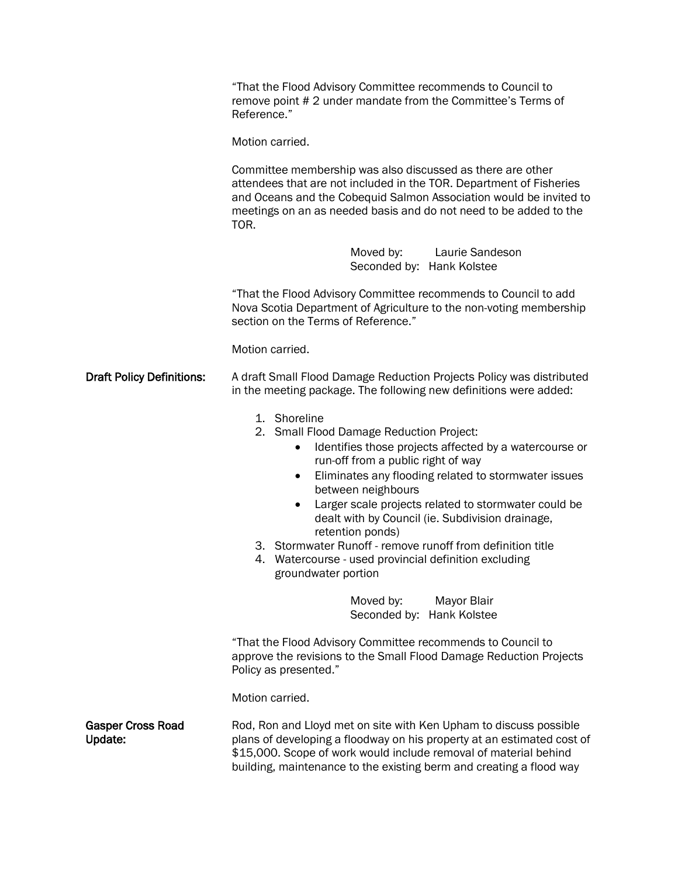"That the Flood Advisory Committee recommends to Council to remove point # 2 under mandate from the Committee's Terms of Reference."

Motion carried.

Committee membership was also discussed as there are other attendees that are not included in the TOR. Department of Fisheries and Oceans and the Cobequid Salmon Association would be invited to meetings on an as needed basis and do not need to be added to the TOR.

Moved by: Laurie Sandeson
Seconded by: Hank Kolstee

"That the Flood Advisory Committee recommends to Council to add Nova Scotia Department of Agriculture to the non-voting membership section on the Terms of Reference."

Motion carried.

**Draft Policy Definitions:** A draft Small Flood Damage Reduction Projects Policy was distributed in the meeting package. The following new definitions were added:

1. Shoreline
2. Small Flood Damage Reduction Project:
   - Identifies those projects affected by a watercourse or run-off from a public right of way
   - Eliminates any flooding related to stormwater issues between neighbours
   - Larger scale projects related to stormwater could be dealt with by Council (ie. Subdivision drainage, retention ponds)
3. Stormwater Runoff - remove runoff from definition title
4. Watercourse - used provincial definition excluding groundwater portion

Moved by: Mayor Blair
Seconded by: Hank Kolstee

"That the Flood Advisory Committee recommends to Council to approve the revisions to the Small Flood Damage Reduction Projects Policy as presented."

Motion carried.

**Gasper Cross Road Update:** Rod, Ron and Lloyd met on site with Ken Upham to discuss possible plans of developing a floodway on his property at an estimated cost of $15,000. Scope of work would include removal of material behind building, maintenance to the existing berm and creating a flood way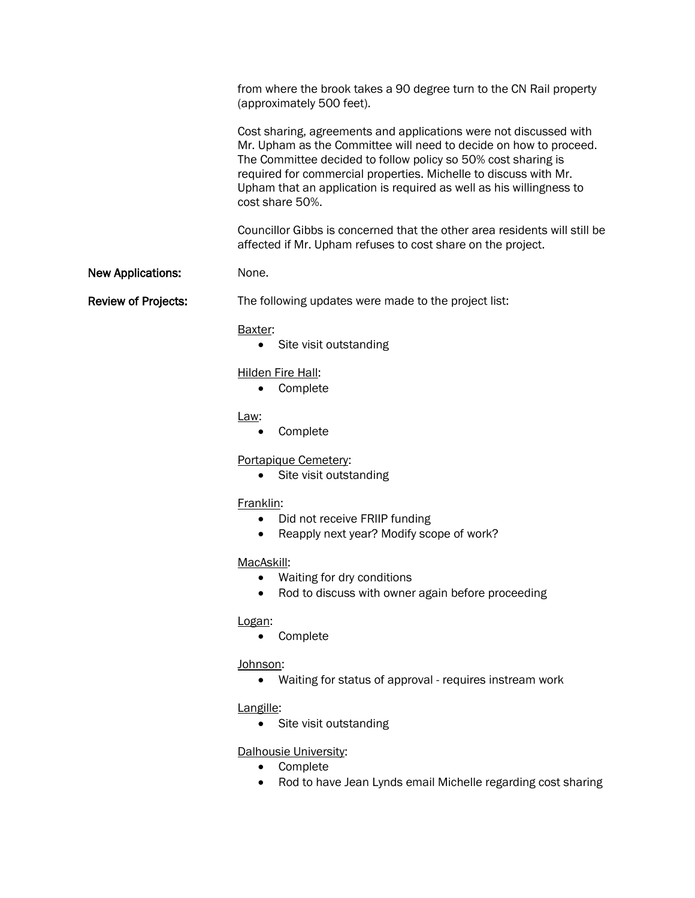from where the brook takes a 90 degree turn to the CN Rail property (approximately 500 feet).

Cost sharing, agreements and applications were not discussed with Mr. Upham as the Committee will need to decide on how to proceed. The Committee decided to follow policy so 50% cost sharing is required for commercial properties. Michelle to discuss with Mr. Upham that an application is required as well as his willingness to cost share 50%.

Councillor Gibbs is concerned that the other area residents will still be affected if Mr. Upham refuses to cost share on the project.

**New Applications:** None.

**Review of Projects:** The following updates were made to the project list:

Baxter:
- Site visit outstanding

Hilden Fire Hall:
- Complete

Law:
- Complete

Portapique Cemetery:
- Site visit outstanding

Franklin:
- Did not receive FRIIP funding
- Reapply next year? Modify scope of work?

MacAskill:
- Waiting for dry conditions
- Rod to discuss with owner again before proceeding

Logan:
- Complete

Johnson:
- Waiting for status of approval - requires instream work

Langille:
- Site visit outstanding

Dalhousie University:
- Complete
- Rod to have Jean Lynds email Michelle regarding cost sharing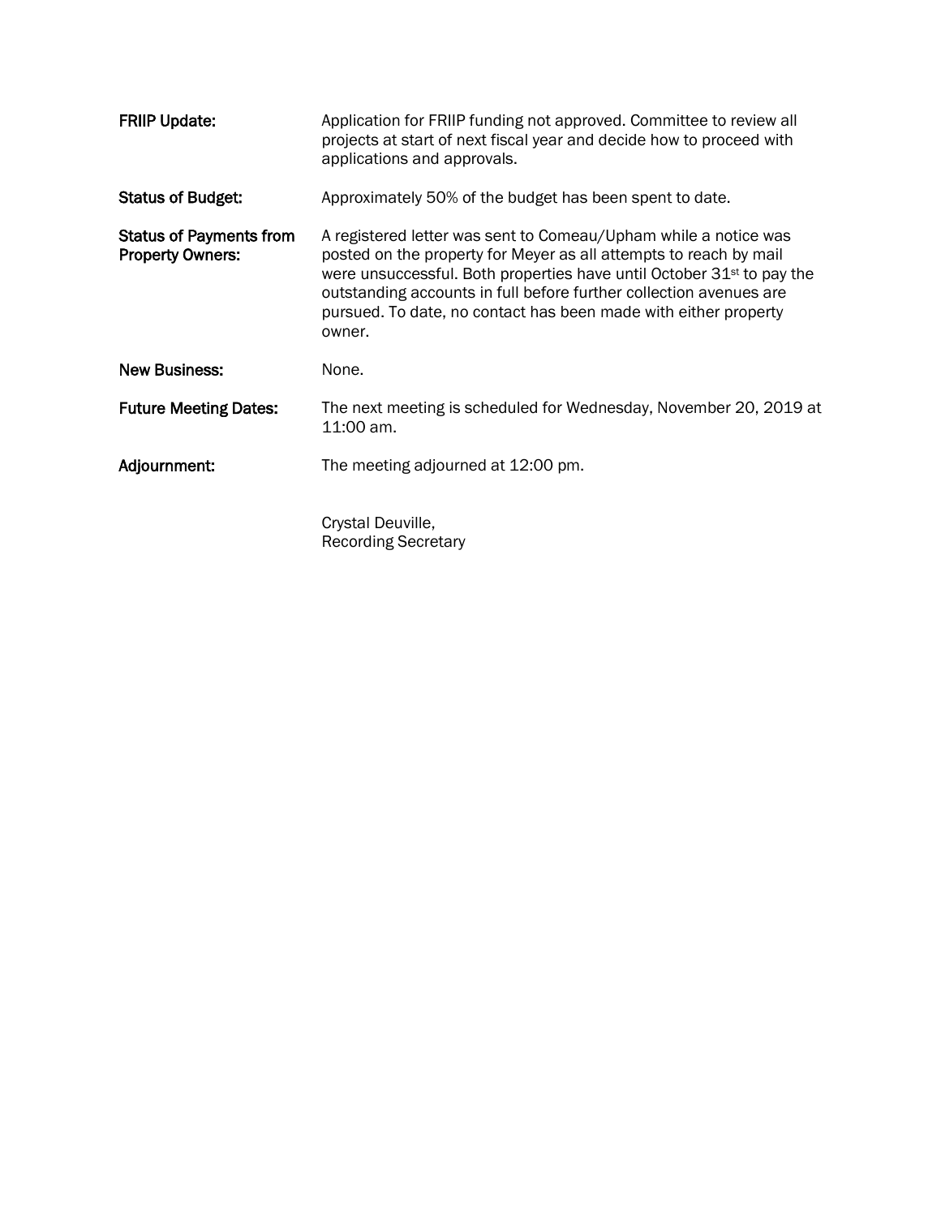**FRIIP Update:** Application for FRIIP funding not approved. Committee to review all projects at start of next fiscal year and decide how to proceed with applications and approvals.

**Status of Budget:** Approximately 50% of the budget has been spent to date.

**Status of Payments from Property Owners:** A registered letter was sent to Comeau/Upham while a notice was posted on the property for Meyer as all attempts to reach by mail were unsuccessful. Both properties have until October 31st to pay the outstanding accounts in full before further collection avenues are pursued. To date, no contact has been made with either property owner.

**New Business:** None.

**Future Meeting Dates:** The next meeting is scheduled for Wednesday, November 20, 2019 at 11:00 am.

**Adjournment:** The meeting adjourned at 12:00 pm.

Crystal Deuville,
Recording Secretary